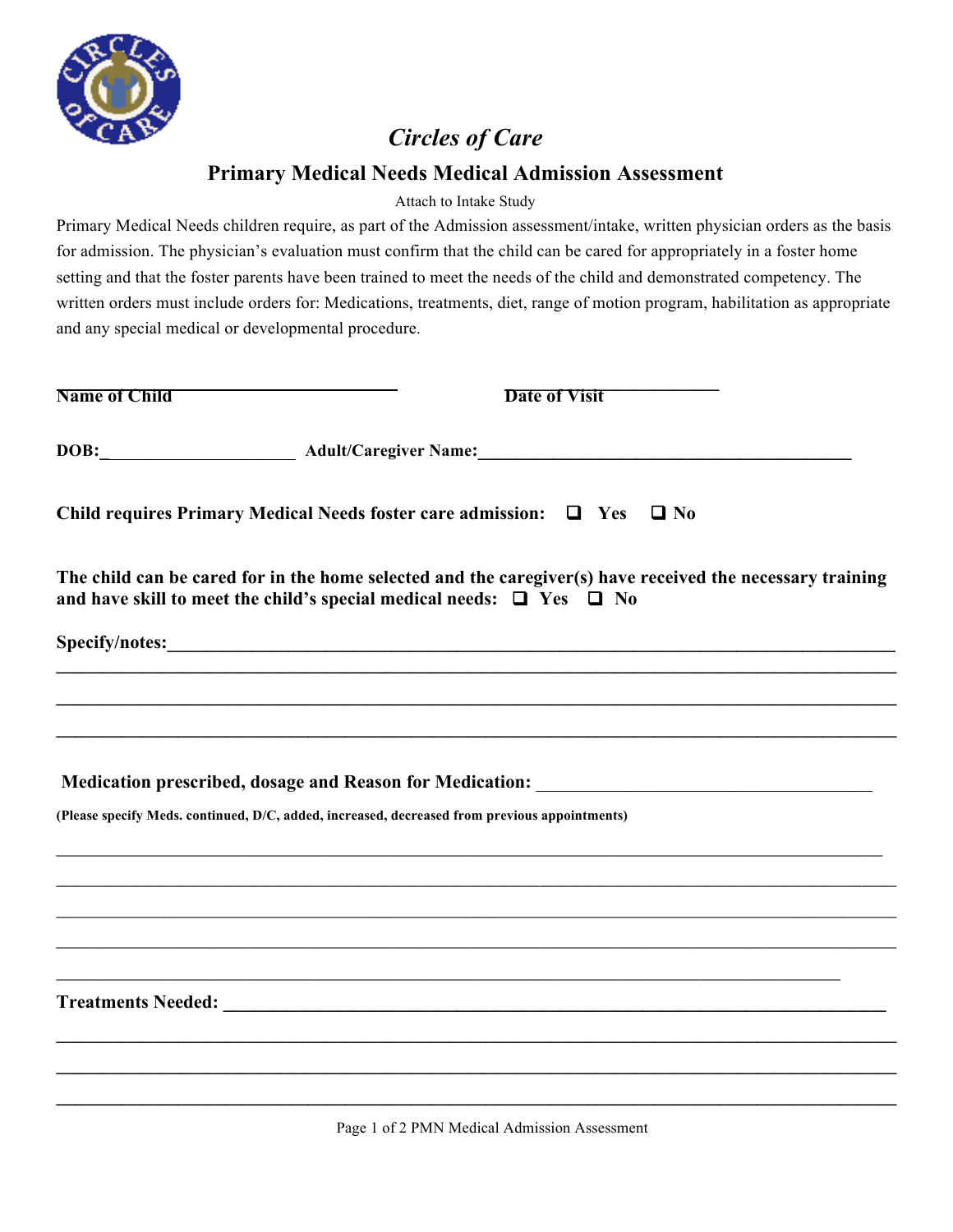# *Circles of Care*

## Primary Medical Needs Medical Admission Assessment

Attach to Intake Study

Primary Medical Needs children require, as part of the Admission assessment/intake, written physician orders as the basis for admission. The physician's evaluation must confirm that the child can be cared for appropriately in a foster home setting and that the foster parents have been trained to meet the needs of the child and demonstrated competency. The written orders must include orders for: Medications, treatments, diet, range of motion program, habilitation as appropriate and any special medical or developmental procedure.

**Name of Child** ______________________________ **Date of Visit** ____________________

**DOB:**______________________ **Adult/Caregiver Name:**___________________________________________

**Child requires Primary Medical Needs foster care admission:** ☐ **Yes** ☐ **No**

**The child can be cared for in the home selected and the caregiver(s) have received the necessary training and have skill to meet the child's special medical needs:** ☐ **Yes** ☐ **No**

**Specify/notes:**_____________________________________________________________________________

________________________________________________________________________________________

________________________________________________________________________________________

________________________________________________________________________________________

**Medication prescribed, dosage and Reason for Medication:** ____________________________________

**(Please specify Meds. continued, D/C, added, increased, decreased from previous appointments)**

________________________________________________________________________________________

________________________________________________________________________________________

________________________________________________________________________________________

________________________________________________________________________________________

________________________________________________________________________________________

**Treatments Needed:** _____________________________________________________________________

________________________________________________________________________________________

________________________________________________________________________________________

________________________________________________________________________________________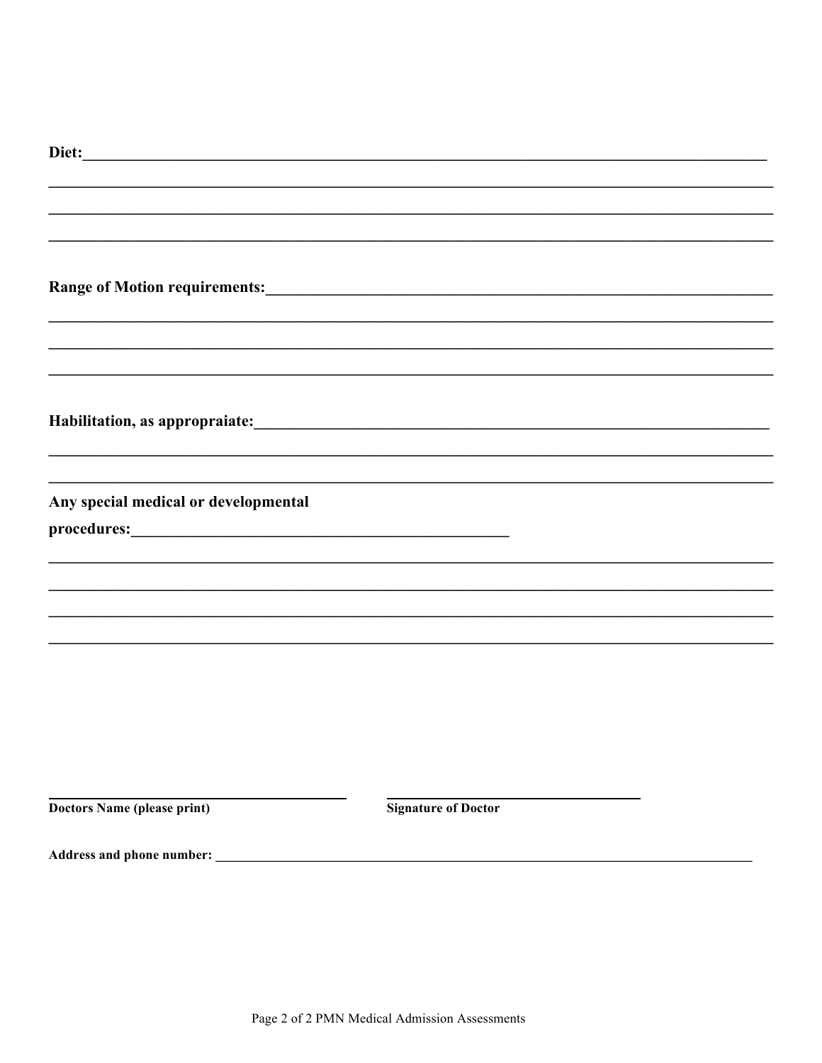**Diet:**\_\_\_\_\_\_\_\_\_\_\_\_\_\_\_\_\_\_\_\_\_\_\_\_\_\_\_\_\_\_\_\_\_\_\_\_\_\_\_\_\_\_\_\_\_\_\_\_\_\_\_\_\_\_\_\_\_\_\_\_\_\_\_\_\_\_\_\_\_\_\_\_\_\_\_\_

\_\_\_\_\_\_\_\_\_\_\_\_\_\_\_\_\_\_\_\_\_\_\_\_\_\_\_\_\_\_\_\_\_\_\_\_\_\_\_\_\_\_\_\_\_\_\_\_\_\_\_\_\_\_\_\_\_\_\_\_\_\_\_\_\_\_\_\_\_\_\_\_\_\_\_\_\_\_\_\_

\_\_\_\_\_\_\_\_\_\_\_\_\_\_\_\_\_\_\_\_\_\_\_\_\_\_\_\_\_\_\_\_\_\_\_\_\_\_\_\_\_\_\_\_\_\_\_\_\_\_\_\_\_\_\_\_\_\_\_\_\_\_\_\_\_\_\_\_\_\_\_\_\_\_\_\_\_\_\_\_

\_\_\_\_\_\_\_\_\_\_\_\_\_\_\_\_\_\_\_\_\_\_\_\_\_\_\_\_\_\_\_\_\_\_\_\_\_\_\_\_\_\_\_\_\_\_\_\_\_\_\_\_\_\_\_\_\_\_\_\_\_\_\_\_\_\_\_\_\_\_\_\_\_\_\_\_\_\_\_\_

**Range of Motion requirements:**\_\_\_\_\_\_\_\_\_\_\_\_\_\_\_\_\_\_\_\_\_\_\_\_\_\_\_\_\_\_\_\_\_\_\_\_\_\_\_\_\_\_\_\_\_\_\_\_\_\_\_\_

\_\_\_\_\_\_\_\_\_\_\_\_\_\_\_\_\_\_\_\_\_\_\_\_\_\_\_\_\_\_\_\_\_\_\_\_\_\_\_\_\_\_\_\_\_\_\_\_\_\_\_\_\_\_\_\_\_\_\_\_\_\_\_\_\_\_\_\_\_\_\_\_\_\_\_\_\_\_\_\_

\_\_\_\_\_\_\_\_\_\_\_\_\_\_\_\_\_\_\_\_\_\_\_\_\_\_\_\_\_\_\_\_\_\_\_\_\_\_\_\_\_\_\_\_\_\_\_\_\_\_\_\_\_\_\_\_\_\_\_\_\_\_\_\_\_\_\_\_\_\_\_\_\_\_\_\_\_\_\_\_

\_\_\_\_\_\_\_\_\_\_\_\_\_\_\_\_\_\_\_\_\_\_\_\_\_\_\_\_\_\_\_\_\_\_\_\_\_\_\_\_\_\_\_\_\_\_\_\_\_\_\_\_\_\_\_\_\_\_\_\_\_\_\_\_\_\_\_\_\_\_\_\_\_\_\_\_\_\_\_\_

**Habilitation, as appropraiate:**\_\_\_\_\_\_\_\_\_\_\_\_\_\_\_\_\_\_\_\_\_\_\_\_\_\_\_\_\_\_\_\_\_\_\_\_\_\_\_\_\_\_\_\_\_\_\_\_\_\_\_\_\_\_

\_\_\_\_\_\_\_\_\_\_\_\_\_\_\_\_\_\_\_\_\_\_\_\_\_\_\_\_\_\_\_\_\_\_\_\_\_\_\_\_\_\_\_\_\_\_\_\_\_\_\_\_\_\_\_\_\_\_\_\_\_\_\_\_\_\_\_\_\_\_\_\_\_\_\_\_\_\_\_\_

\_\_\_\_\_\_\_\_\_\_\_\_\_\_\_\_\_\_\_\_\_\_\_\_\_\_\_\_\_\_\_\_\_\_\_\_\_\_\_\_\_\_\_\_\_\_\_\_\_\_\_\_\_\_\_\_\_\_\_\_\_\_\_\_\_\_\_\_\_\_\_\_\_\_\_\_\_\_\_\_

**Any special medical or developmental procedures:**\_\_\_\_\_\_\_\_\_\_\_\_\_\_\_\_\_\_\_\_\_\_\_\_\_\_\_\_\_\_\_\_\_\_\_\_\_\_\_

\_\_\_\_\_\_\_\_\_\_\_\_\_\_\_\_\_\_\_\_\_\_\_\_\_\_\_\_\_\_\_\_\_\_\_\_\_\_\_\_\_\_\_\_\_\_\_\_\_\_\_\_\_\_\_\_\_\_\_\_\_\_\_\_\_\_\_\_\_\_\_\_\_\_\_\_\_\_\_\_

\_\_\_\_\_\_\_\_\_\_\_\_\_\_\_\_\_\_\_\_\_\_\_\_\_\_\_\_\_\_\_\_\_\_\_\_\_\_\_\_\_\_\_\_\_\_\_\_\_\_\_\_\_\_\_\_\_\_\_\_\_\_\_\_\_\_\_\_\_\_\_\_\_\_\_\_\_\_\_\_

\_\_\_\_\_\_\_\_\_\_\_\_\_\_\_\_\_\_\_\_\_\_\_\_\_\_\_\_\_\_\_\_\_\_\_\_\_\_\_\_\_\_\_\_\_\_\_\_\_\_\_\_\_\_\_\_\_\_\_\_\_\_\_\_\_\_\_\_\_\_\_\_\_\_\_\_\_\_\_\_

\_\_\_\_\_\_\_\_\_\_\_\_\_\_\_\_\_\_\_\_\_\_\_\_\_\_\_\_\_\_\_\_\_\_\_\_\_\_\_\_\_\_\_\_\_\_\_\_\_\_\_\_\_\_\_\_\_\_\_\_\_\_\_\_\_\_\_\_\_\_\_\_\_\_\_\_\_\_\_\_

\_\_\_\_\_\_\_\_\_\_\_\_\_\_\_\_\_\_\_\_\_\_\_\_\_\_\_\_\_\_\_\_\_\_\_\_\_\_\_\_ \_\_\_\_\_\_\_\_\_\_\_\_\_\_\_\_\_\_\_\_\_\_\_\_\_\_\_\_\_\_\_\_\_\_\_\_

**Doctors Name (please print)** **Signature of Doctor**

**Address and phone number:** \_\_\_\_\_\_\_\_\_\_\_\_\_\_\_\_\_\_\_\_\_\_\_\_\_\_\_\_\_\_\_\_\_\_\_\_\_\_\_\_\_\_\_\_\_\_\_\_\_\_\_\_\_\_\_\_\_\_\_\_\_\_\_\_\_\_\_\_\_\_\_\_\_\_\_\_